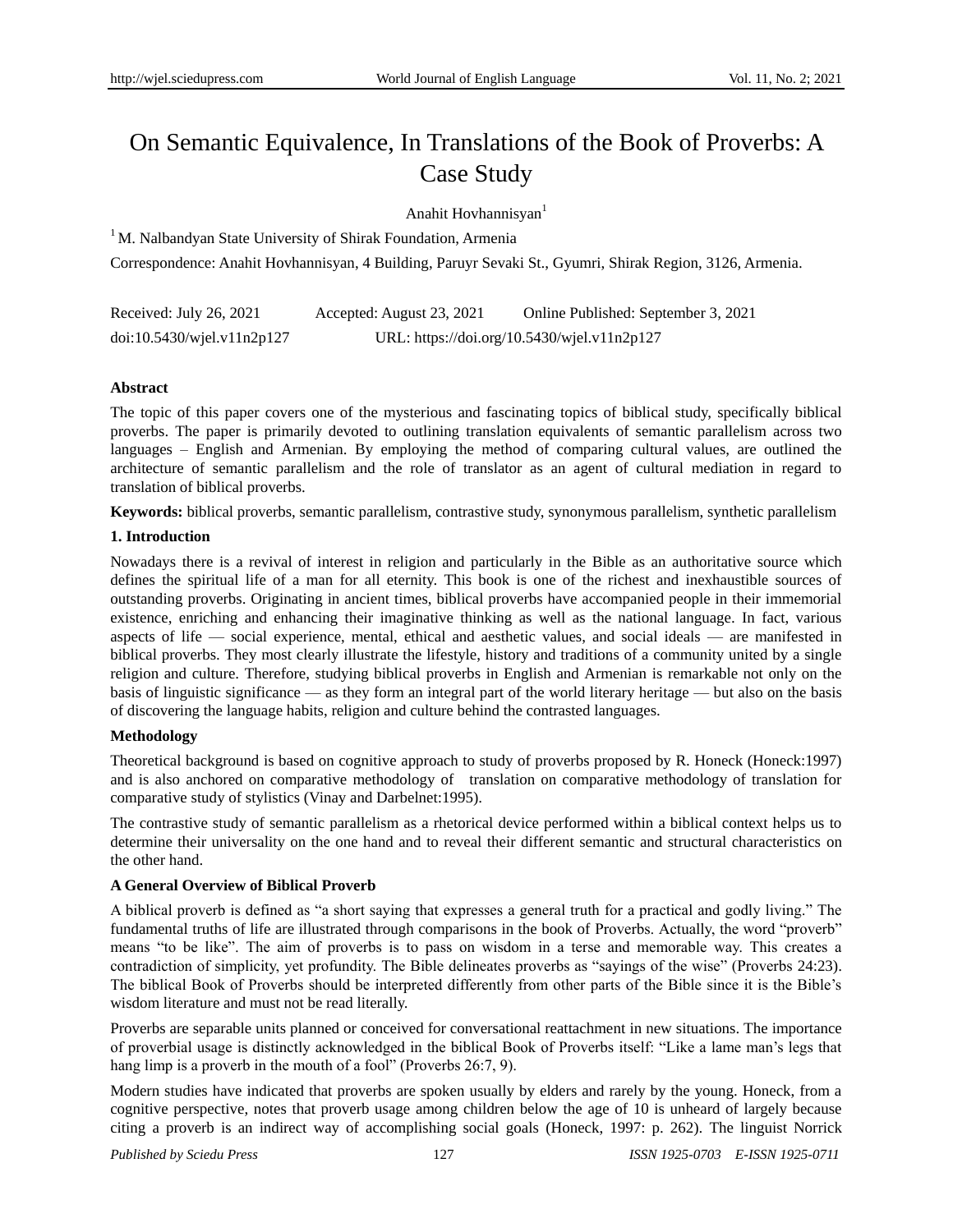# On Semantic Equivalence, In Translations of the Book of Proverbs: A Case Study

Anahit Hovhannisyan[1]

[1] M. Nalbandyan State University of Shirak Foundation, Armenia

Correspondence: Anahit Hovhannisyan, 4 Building, Paruyr Sevaki St., Gyumri, Shirak Region, 3126, Armenia.

Received: July 26, 2021 Accepted: August 23, 2021 Online Published: September 3, 2021

doi:10.5430/wjel.v11n2p127 URL: https://doi.org/10.5430/wjel.v11n2p127

**Abstract**

The topic of this paper covers one of the mysterious and fascinating topics of biblical study, specifically biblical proverbs. The paper is primarily devoted to outlining translation equivalents of semantic parallelism across two languages – English and Armenian. By employing the method of comparing cultural values, are outlined the architecture of semantic parallelism and the role of translator as an agent of cultural mediation in regard to translation of biblical proverbs.

**Keywords:** biblical proverbs, semantic parallelism, contrastive study, synonymous parallelism, synthetic parallelism

## 1. Introduction

Nowadays there is a revival of interest in religion and particularly in the Bible as an authoritative source which defines the spiritual life of a man for all eternity. This book is one of the richest and inexhaustible sources of outstanding proverbs. Originating in ancient times, biblical proverbs have accompanied people in their immemorial existence, enriching and enhancing their imaginative thinking as well as the national language. In fact, various aspects of life — social experience, mental, ethical and aesthetic values, and social ideals — are manifested in biblical proverbs. They most clearly illustrate the lifestyle, history and traditions of a community united by a single religion and culture. Therefore, studying biblical proverbs in English and Armenian is remarkable not only on the basis of linguistic significance — as they form an integral part of the world literary heritage — but also on the basis of discovering the language habits, religion and culture behind the contrasted languages.

### Methodology

Theoretical background is based on cognitive approach to study of proverbs proposed by R. Honeck (Honeck:1997) and is also anchored on comparative methodology of translation on comparative methodology of translation for comparative study of stylistics (Vinay and Darbelnet:1995).

The contrastive study of semantic parallelism as a rhetorical device performed within a biblical context helps us to determine their universality on the one hand and to reveal their different semantic and structural characteristics on the other hand.

### A General Overview of Biblical Proverb

A biblical proverb is defined as "a short saying that expresses a general truth for a practical and godly living." The fundamental truths of life are illustrated through comparisons in the book of Proverbs. Actually, the word "proverb" means "to be like". The aim of proverbs is to pass on wisdom in a terse and memorable way. This creates a contradiction of simplicity, yet profundity. The Bible delineates proverbs as "sayings of the wise" (Proverbs 24:23). The biblical Book of Proverbs should be interpreted differently from other parts of the Bible since it is the Bible's wisdom literature and must not be read literally.

Proverbs are separable units planned or conceived for conversational reattachment in new situations. The importance of proverbial usage is distinctly acknowledged in the biblical Book of Proverbs itself: "Like a lame man's legs that hang limp is a proverb in the mouth of a fool" (Proverbs 26:7, 9).

Modern studies have indicated that proverbs are spoken usually by elders and rarely by the young. Honeck, from a cognitive perspective, notes that proverb usage among children below the age of 10 is unheard of largely because citing a proverb is an indirect way of accomplishing social goals (Honeck, 1997: p. 262). The linguist Norrick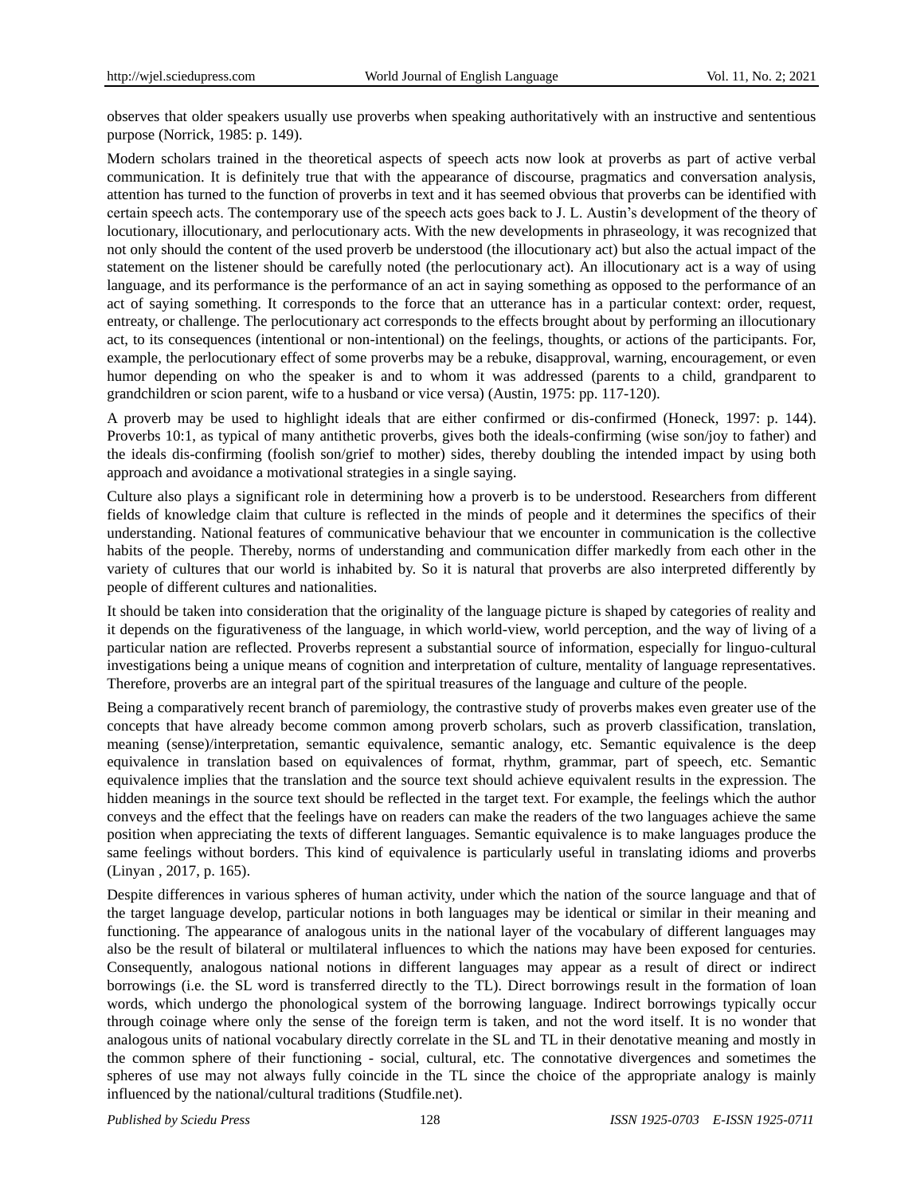observes that older speakers usually use proverbs when speaking authoritatively with an instructive and sententious purpose (Norrick, 1985: p. 149).

Modern scholars trained in the theoretical aspects of speech acts now look at proverbs as part of active verbal communication. It is definitely true that with the appearance of discourse, pragmatics and conversation analysis, attention has turned to the function of proverbs in text and it has seemed obvious that proverbs can be identified with certain speech acts. The contemporary use of the speech acts goes back to J. L. Austin's development of the theory of locutionary, illocutionary, and perlocutionary acts. With the new developments in phraseology, it was recognized that not only should the content of the used proverb be understood (the illocutionary act) but also the actual impact of the statement on the listener should be carefully noted (the perlocutionary act). An illocutionary act is a way of using language, and its performance is the performance of an act in saying something as opposed to the performance of an act of saying something. It corresponds to the force that an utterance has in a particular context: order, request, entreaty, or challenge. The perlocutionary act corresponds to the effects brought about by performing an illocutionary act, to its consequences (intentional or non-intentional) on the feelings, thoughts, or actions of the participants. For, example, the perlocutionary effect of some proverbs may be a rebuke, disapproval, warning, encouragement, or even humor depending on who the speaker is and to whom it was addressed (parents to a child, grandparent to grandchildren or scion parent, wife to a husband or vice versa) (Austin, 1975: pp. 117-120).

A proverb may be used to highlight ideals that are either confirmed or dis-confirmed (Honeck, 1997: p. 144). Proverbs 10:1, as typical of many antithetic proverbs, gives both the ideals-confirming (wise son/joy to father) and the ideals dis-confirming (foolish son/grief to mother) sides, thereby doubling the intended impact by using both approach and avoidance a motivational strategies in a single saying.

Culture also plays a significant role in determining how a proverb is to be understood. Researchers from different fields of knowledge claim that culture is reflected in the minds of people and it determines the specifics of their understanding. National features of communicative behaviour that we encounter in communication is the collective habits of the people. Thereby, norms of understanding and communication differ markedly from each other in the variety of cultures that our world is inhabited by. So it is natural that proverbs are also interpreted differently by people of different cultures and nationalities.

It should be taken into consideration that the originality of the language picture is shaped by categories of reality and it depends on the figurativeness of the language, in which world-view, world perception, and the way of living of a particular nation are reflected. Proverbs represent a substantial source of information, especially for linguo-cultural investigations being a unique means of cognition and interpretation of culture, mentality of language representatives. Therefore, proverbs are an integral part of the spiritual treasures of the language and culture of the people.

Being a comparatively recent branch of paremiology, the contrastive study of proverbs makes even greater use of the concepts that have already become common among proverb scholars, such as proverb classification, translation, meaning (sense)/interpretation, semantic equivalence, semantic analogy, etc. Semantic equivalence is the deep equivalence in translation based on equivalences of format, rhythm, grammar, part of speech, etc. Semantic equivalence implies that the translation and the source text should achieve equivalent results in the expression. The hidden meanings in the source text should be reflected in the target text. For example, the feelings which the author conveys and the effect that the feelings have on readers can make the readers of the two languages achieve the same position when appreciating the texts of different languages. Semantic equivalence is to make languages produce the same feelings without borders. This kind of equivalence is particularly useful in translating idioms and proverbs (Linyan , 2017, p. 165).

Despite differences in various spheres of human activity, under which the nation of the source language and that of the target language develop, particular notions in both languages may be identical or similar in their meaning and functioning. The appearance of analogous units in the national layer of the vocabulary of different languages may also be the result of bilateral or multilateral influences to which the nations may have been exposed for centuries. Consequently, analogous national notions in different languages may appear as a result of direct or indirect borrowings (i.e. the SL word is transferred directly to the TL). Direct borrowings result in the formation of loan words, which undergo the phonological system of the borrowing language. Indirect borrowings typically occur through coinage where only the sense of the foreign term is taken, and not the word itself. It is no wonder that analogous units of national vocabulary directly correlate in the SL and TL in their denotative meaning and mostly in the common sphere of their functioning - social, cultural, etc. The connotative divergences and sometimes the spheres of use may not always fully coincide in the TL since the choice of the appropriate analogy is mainly influenced by the national/cultural traditions (Studfile.net).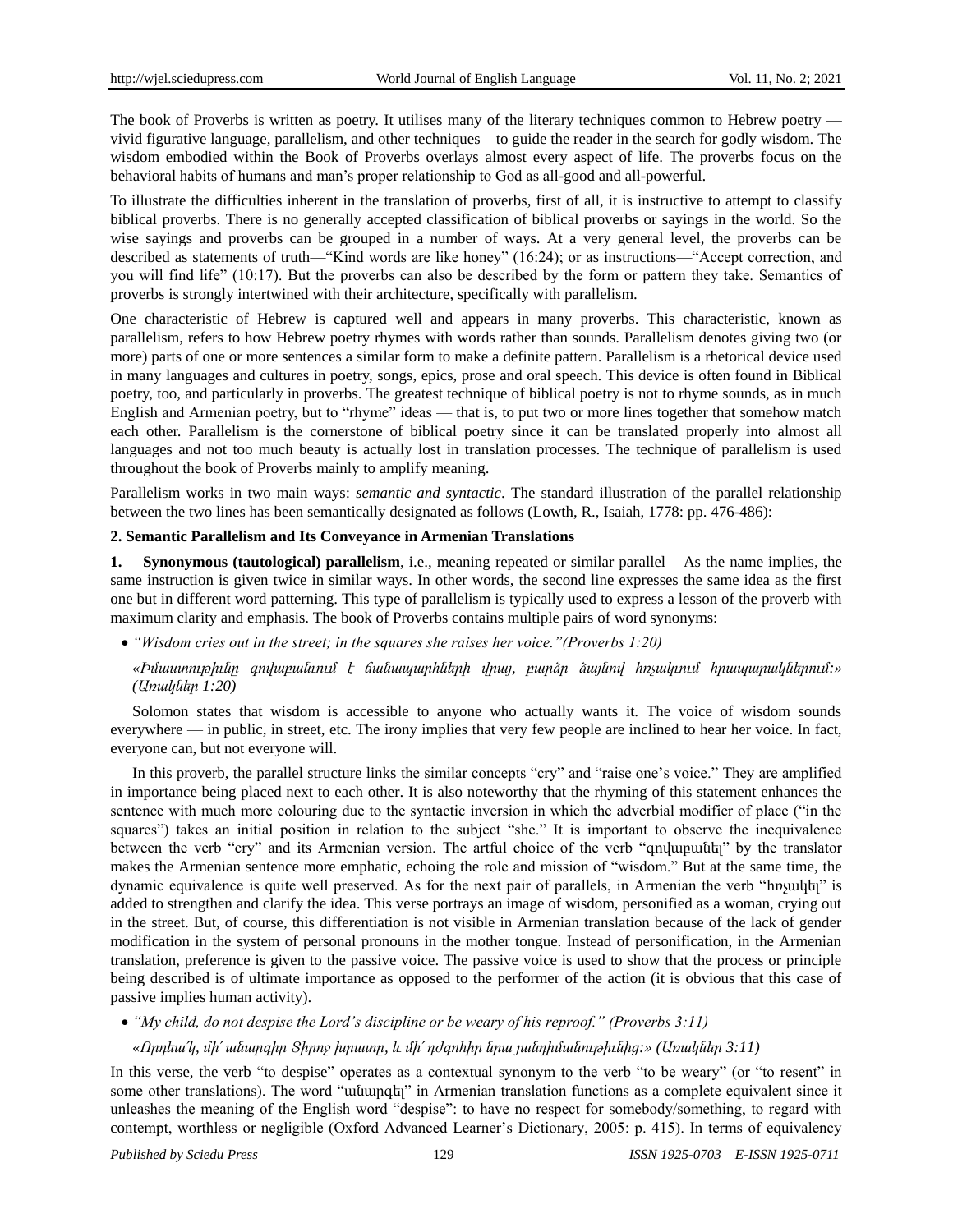The book of Proverbs is written as poetry. It utilises many of the literary techniques common to Hebrew poetry — vivid figurative language, parallelism, and other techniques—to guide the reader in the search for godly wisdom. The wisdom embodied within the Book of Proverbs overlays almost every aspect of life. The proverbs focus on the behavioral habits of humans and man's proper relationship to God as all-good and all-powerful.

To illustrate the difficulties inherent in the translation of proverbs, first of all, it is instructive to attempt to classify biblical proverbs. There is no generally accepted classification of biblical proverbs or sayings in the world. So the wise sayings and proverbs can be grouped in a number of ways. At a very general level, the proverbs can be described as statements of truth—"Kind words are like honey" (16:24); or as instructions—"Accept correction, and you will find life" (10:17). But the proverbs can also be described by the form or pattern they take. Semantics of proverbs is strongly intertwined with their architecture, specifically with parallelism.

One characteristic of Hebrew is captured well and appears in many proverbs. This characteristic, known as parallelism, refers to how Hebrew poetry rhymes with words rather than sounds. Parallelism denotes giving two (or more) parts of one or more sentences a similar form to make a definite pattern. Parallelism is a rhetorical device used in many languages and cultures in poetry, songs, epics, prose and oral speech. This device is often found in Biblical poetry, too, and particularly in proverbs. The greatest technique of biblical poetry is not to rhyme sounds, as in much English and Armenian poetry, but to "rhyme" ideas — that is, to put two or more lines together that somehow match each other. Parallelism is the cornerstone of biblical poetry since it can be translated properly into almost all languages and not too much beauty is actually lost in translation processes. The technique of parallelism is used throughout the book of Proverbs mainly to amplify meaning.

Parallelism works in two main ways: *semantic and syntactic*. The standard illustration of the parallel relationship between the two lines has been semantically designated as follows (Lowth, R., Isaiah, 1778: pp. 476-486):

## 2. Semantic Parallelism and Its Conveyance in Armenian Translations

1. **Synonymous (tautological) parallelism**, i.e., meaning repeated or similar parallel – As the name implies, the same instruction is given twice in similar ways. In other words, the second line expresses the same idea as the first one but in different word patterning. This type of parallelism is typically used to express a lesson of the proverb with maximum clarity and emphasis. The book of Proverbs contains multiple pairs of word synonyms:

- *"Wisdom cries out in the street; in the squares she raises her voice."(Proverbs 1:20)*

  *«Իմաստությունը գովաբանում է ճանապարհների վրայ, բարձր ձայնով հռչակւում հրապարակներում:» (Առակներ 1:20)*

Solomon states that wisdom is accessible to anyone who actually wants it. The voice of wisdom sounds everywhere — in public, in street, etc. The irony implies that very few people are inclined to hear her voice. In fact, everyone can, but not everyone will.

In this proverb, the parallel structure links the similar concepts "cry" and "raise one's voice." They are amplified in importance being placed next to each other. It is also noteworthy that the rhyming of this statement enhances the sentence with much more colouring due to the syntactic inversion in which the adverbial modifier of place ("in the squares") takes an initial position in relation to the subject "she." It is important to observe the inequivalence between the verb "cry" and its Armenian version. The artful choice of the verb "գովաբանել" by the translator makes the Armenian sentence more emphatic, echoing the role and mission of "wisdom." But at the same time, the dynamic equivalence is quite well preserved. As for the next pair of parallels, in Armenian the verb "հռչակել" is added to strengthen and clarify the idea. This verse portrays an image of wisdom, personified as a woman, crying out in the street. But, of course, this differentiation is not visible in Armenian translation because of the lack of gender modification in the system of personal pronouns in the mother tongue. Instead of personification, in the Armenian translation, preference is given to the passive voice. The passive voice is used to show that the process or principle being described is of ultimate importance as opposed to the performer of the action (it is obvious that this case of passive implies human activity).

- *"My child, do not despise the Lord's discipline or be weary of his reproof." (Proverbs 3:11)*

  *«Որդեա՛կ, մի՛ անարգիր Տիրոջ խրատը, և մի՛ ղժգոհիր նրա յանդիմանութիւնից:» (Առակներ 3:11)*

In this verse, the verb "to despise" operates as a contextual synonym to the verb "to be weary" (or "to resent" in some other translations). The word "անարգել" in Armenian translation functions as a complete equivalent since it unleashes the meaning of the English word "despise": to have no respect for somebody/something, to regard with contempt, worthless or negligible (Oxford Advanced Learner's Dictionary, 2005: p. 415). In terms of equivalency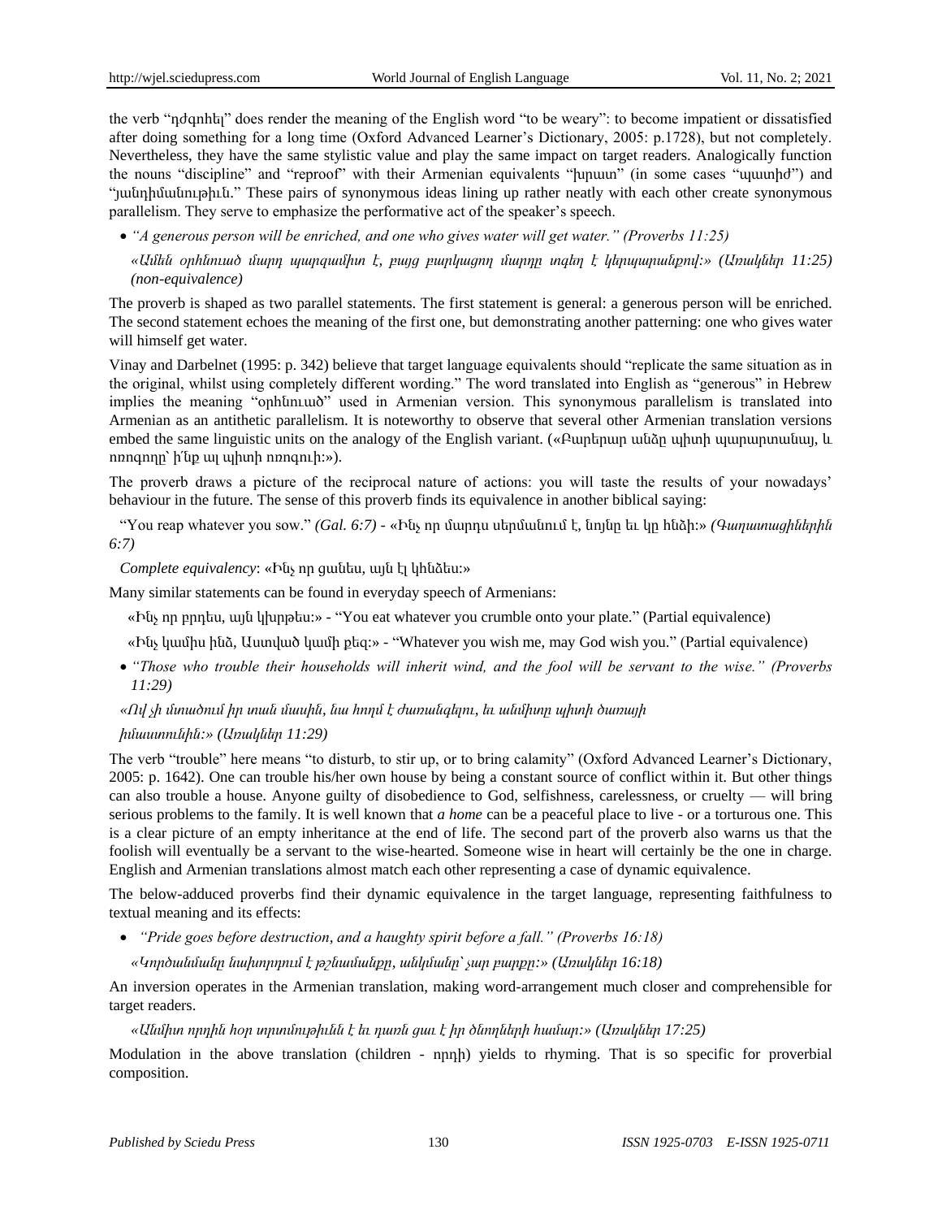the verb "ձձձձձձ" does render the meaning of the English word "to be weary": to become impatient or dissatisfied after doing something for a long time (Oxford Advanced Learner's Dictionary, 2005: p.1728), but not completely. Nevertheless, they have the same stylistic value and play the same impact on target readers. Analogically function the nouns "discipline" and "reproof" with their Armenian equivalents "խրատ" (in some cases "պատիժ") and "յանդիմանութիւն." These pairs of synonymous ideas lining up rather neatly with each other create synonymous parallelism. They serve to emphasize the performative act of the speaker's speech.

- *"A generous person will be enriched, and one who gives water will get water." (Proverbs 11:25)*

  *«Ամէն օրհնուած մարդ պարզամիտ է, բայց բարկացող մարդը տգեղ է կերպարանքով:» (Առակներ 11:25) (non-equivalence)*

The proverb is shaped as two parallel statements. The first statement is general: a generous person will be enriched. The second statement echoes the meaning of the first one, but demonstrating another patterning: one who gives water will himself get water.

Vinay and Darbelnet (1995: p. 342) believe that target language equivalents should "replicate the same situation as in the original, whilst using completely different wording." The word translated into English as "generous" in Hebrew implies the meaning "օրհնուած" used in Armenian version. This synonymous parallelism is translated into Armenian as an antithetic parallelism. It is noteworthy to observe that several other Armenian translation versions embed the same linguistic units on the analogy of the English variant. («Բարերար անձը պիտի պարարտանայ, և ոռոգողը՝ ի՛նք ալ պիտի ոռոգուի:»).

The proverb draws a picture of the reciprocal nature of actions: you will taste the results of your nowadays' behaviour in the future. The sense of this proverb finds its equivalence in another biblical saying:

"You reap whatever you sow." *(Gal. 6:7)* - «Ինչ որ մարդս սերմանում է, նոյնը եւ կը հնձի:» *(Գաղատացիներին 6:7)*

*Complete equivalency*: «Ինչ որ ցանես, այն էլ կհնձես:»

Many similar statements can be found in everyday speech of Armenians:

«Ինչ որ բրդես, այն կխրթես:» - "You eat whatever you crumble onto your plate." (Partial equivalence)

«Ինչ կամիս ինձ, Աստված կամի քեզ:» - "Whatever you wish me, may God wish you." (Partial equivalence)

- *"Those who trouble their households will inherit wind, and the fool will be servant to the wise." (Proverbs 11:29)*

*«Ով չի մտածում իր տան մասին, նա հողմ է ժառանգելու, եւ անմիտը պիտի ծառայի իմաստունին:» (Առակներ 11:29)*

The verb "trouble" here means "to disturb, to stir up, or to bring calamity" (Oxford Advanced Learner's Dictionary, 2005: p. 1642). One can trouble his/her own house by being a constant source of conflict within it. But other things can also trouble a house. Anyone guilty of disobedience to God, selfishness, carelessness, or cruelty — will bring serious problems to the family. It is well known that *a home* can be a peaceful place to live - or a torturous one. This is a clear picture of an empty inheritance at the end of life. The second part of the proverb also warns us that the foolish will eventually be a servant to the wise-hearted. Someone wise in heart will certainly be the one in charge. English and Armenian translations almost match each other representing a case of dynamic equivalence.

The below-adduced proverbs find their dynamic equivalence in the target language, representing faithfulness to textual meaning and its effects:

- *"Pride goes before destruction, and a haughty spirit before a fall." (Proverbs 16:18)*

  *«Կործանմանը նախորդում է թշնամանքը, անկմանը՝ չար բարքը:» (Առակներ 16:18)*

An inversion operates in the Armenian translation, making word-arrangement much closer and comprehensible for target readers.

*«Անմիտ որդին հօր տրտմութիւնն է եւ դառն ցաւ է իր ծնողների համար:» (Առակներ 17:25)*

Modulation in the above translation (children - որդի) yields to rhyming. That is so specific for proverbial composition.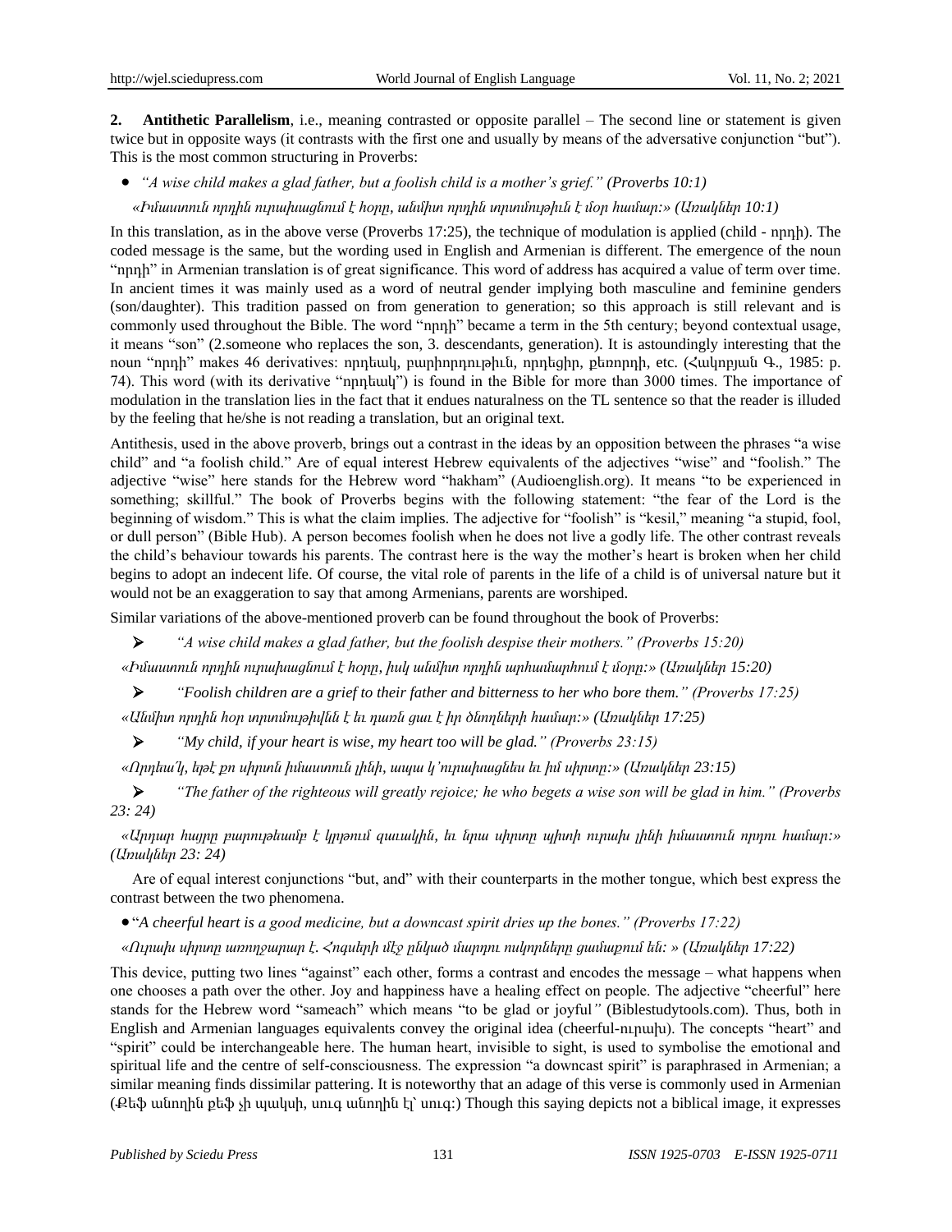**2. Antithetic Parallelism**, i.e., meaning contrasted or opposite parallel – The second line or statement is given twice but in opposite ways (it contrasts with the first one and usually by means of the adversative conjunction "but"). This is the most common structuring in Proverbs:

- *"A wise child makes a glad father, but a foolish child is a mother's grief." (Proverbs 10:1)*

*«Իմաստուն որդին ուրախացնում է հորը, անմիտ որդին տրտմութիւն է մօր համար:» (Առակներ 10:1)*

In this translation, as in the above verse (Proverbs 17:25), the technique of modulation is applied (child - որդի). The coded message is the same, but the wording used in English and Armenian is different. The emergence of the noun "որդի" in Armenian translation is of great significance. This word of address has acquired a value of term over time. In ancient times it was mainly used as a word of neutral gender implying both masculine and feminine genders (son/daughter). This tradition passed on from generation to generation; so this approach is still relevant and is commonly used throughout the Bible. The word "որդի" became a term in the 5th century; beyond contextual usage, it means "son" (2.someone who replaces the son, 3. descendants, generation). It is astoundingly interesting that the noun "որդի" makes 46 derivatives: որդեակ, բարիորդութիւն, որդեցիր, քեռորդի, etc. (Հակոբյան Գ., 1985: p. 74). This word (with its derivative "որդեակ") is found in the Bible for more than 3000 times. The importance of modulation in the translation lies in the fact that it endues naturalness on the TL sentence so that the reader is illuded by the feeling that he/she is not reading a translation, but an original text.

Antithesis, used in the above proverb, brings out a contrast in the ideas by an opposition between the phrases "a wise child" and "a foolish child." Are of equal interest Hebrew equivalents of the adjectives "wise" and "foolish." The adjective "wise" here stands for the Hebrew word "hakham" (Audioenglish.org). It means "to be experienced in something; skillful." The book of Proverbs begins with the following statement: "the fear of the Lord is the beginning of wisdom." This is what the claim implies. The adjective for "foolish" is "kesil," meaning "a stupid, fool, or dull person" (Bible Hub). A person becomes foolish when he does not live a godly life. The other contrast reveals the child's behaviour towards his parents. The contrast here is the way the mother's heart is broken when her child begins to adopt an indecent life. Of course, the vital role of parents in the life of a child is of universal nature but it would not be an exaggeration to say that among Armenians, parents are worshiped.

Similar variations of the above-mentioned proverb can be found throughout the book of Proverbs:

- *"A wise child makes a glad father, but the foolish despise their mothers." (Proverbs 15:20)*

*«Իմաստուն որդին ուրախացնում է հօրը, իսկ անմիտ որդին արհամարհում է մօրը:» (Առակներ 15:20)*

- *"Foolish children are a grief to their father and bitterness to her who bore them." (Proverbs 17:25)*

*«Անմիտ որդին հօր տրտմութիւնն է եւ դառն ցաւ է իր ծնողների համար:» (Առակներ 17:25)*

- *"My child, if your heart is wise, my heart too will be glad." (Proverbs 23:15)*

*«Որդեա՛կ, եթէ քո սիրտն իմաստուն լինի, ապա կ'ուրախացնես եւ իմ սիրտը:» (Առակներ 23:15)*

- *"The father of the righteous will greatly rejoice; he who begets a wise son will be glad in him." (Proverbs 23: 24)*

*«Արդար հայրը բարութեամբ է կրթում զաւակին, եւ նրա սիրտը պիտի ուրախ լինի իմաստուն որդու համար:» (Առակներ 23: 24)*

Are of equal interest conjunctions "but, and" with their counterparts in the mother tongue, which best express the contrast between the two phenomena.

- "*A cheerful heart is a good medicine, but a downcast spirit dries up the bones." (Proverbs 17:22)*

*«Ուրախ սիրտը առողջարար է. Հոգսերի մէջ ընկած մարդու ոսկորները ցամաքում են: » (Առակներ 17:22)*

This device, putting two lines "against" each other, forms a contrast and encodes the message – what happens when one chooses a path over the other. Joy and happiness have a healing effect on people. The adjective "cheerful" here stands for the Hebrew word "sameach" which means "to be glad or joyful" (Biblestudytools.com). Thus, both in English and Armenian languages equivalents convey the original idea (cheerful-ուրախ). The concepts "heart" and "spirit" could be interchangeable here. The human heart, invisible to sight, is used to symbolise the emotional and spiritual life and the centre of self-consciousness. The expression "a downcast spirit" is paraphrased in Armenian; a similar meaning finds dissimilar pattering. It is noteworthy that an adage of this verse is commonly used in Armenian (Քեֆ անողին քեֆ չի պակսի, սուգ անողին էլ՝ սուգ:) Though this saying depicts not a biblical image, it expresses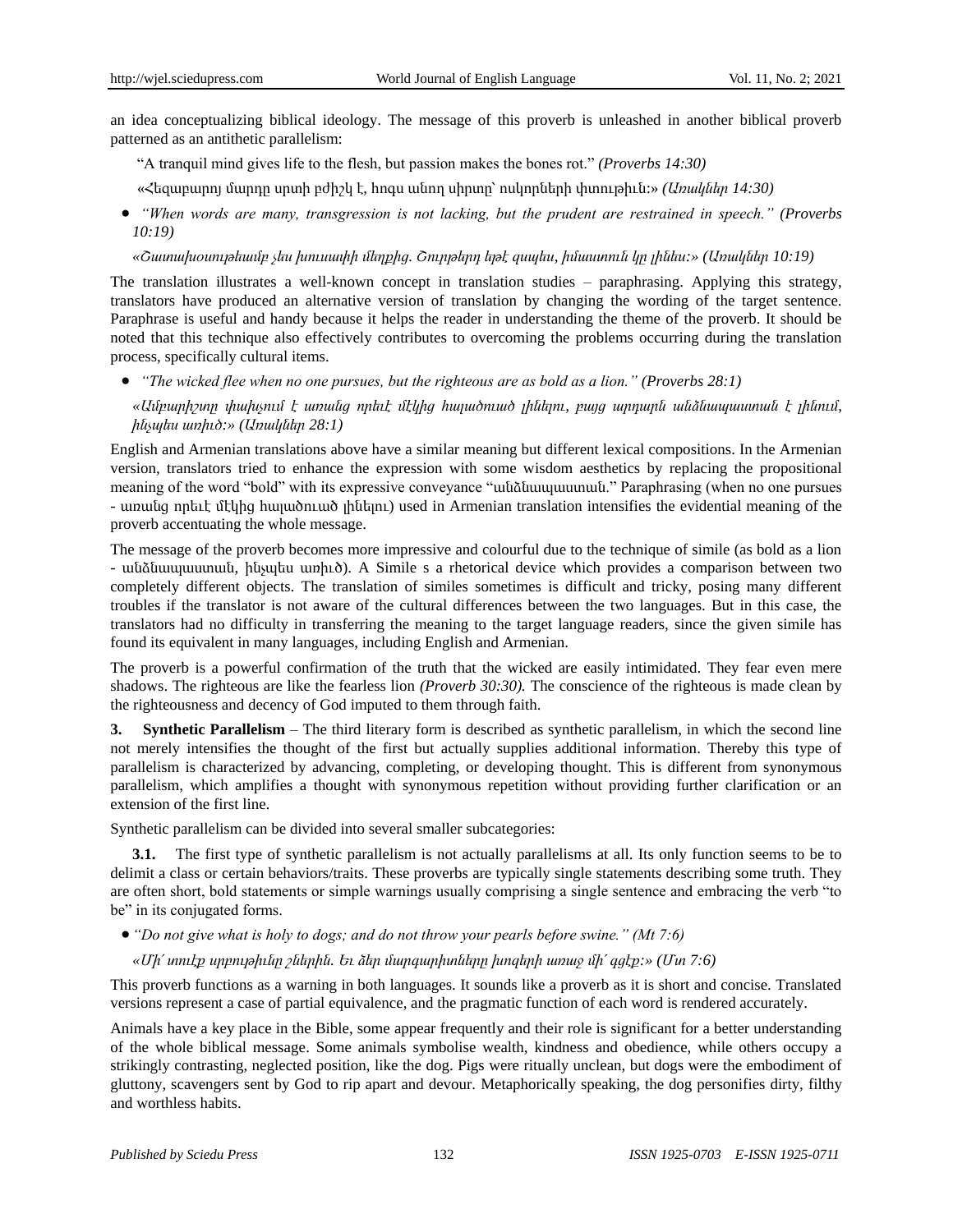an idea conceptualizing biblical ideology. The message of this proverb is unleashed in another biblical proverb patterned as an antithetic parallelism:

"A tranquil mind gives life to the flesh, but passion makes the bones rot." *(Proverbs 14:30)*

«Հեզաբարոյ մարդը սրտի բժիշկ է, հոգս անող սիրտը՝ ոսկորների փտութիւն:» *(Առակներ 14:30)*

- *"When words are many, transgression is not lacking, but the prudent are restrained in speech."* *(Proverbs 10:19)*

*«Շատախօսութեամբ չես խուսափի մեղքից. Շուրթերդ եթէ զսպես, իմաստուն կը լինես:» (Առակներ 10:19)*

The translation illustrates a well-known concept in translation studies – paraphrasing. Applying this strategy, translators have produced an alternative version of translation by changing the wording of the target sentence. Paraphrase is useful and handy because it helps the reader in understanding the theme of the proverb. It should be noted that this technique also effectively contributes to overcoming the problems occurring during the translation process, specifically cultural items.

- *"The wicked flee when no one pursues, but the righteous are as bold as a lion."* *(Proverbs 28:1)*

*«Ամբարիշտը փախչում է առանց որեւէ մէկից հալածուած լինելու, բայց արդարն անձնապաստան է լինում, ինչպէս առիւծ:» (Առակներ 28:1)*

English and Armenian translations above have a similar meaning but different lexical compositions. In the Armenian version, translators tried to enhance the expression with some wisdom aesthetics by replacing the propositional meaning of the word "bold" with its expressive conveyance "անձնապաստան." Paraphrasing (when no one pursues - առանց որեւէ մէկից հալածուած լինելու) used in Armenian translation intensifies the evidential meaning of the proverb accentuating the whole message.

The message of the proverb becomes more impressive and colourful due to the technique of simile (as bold as a lion - անձնապաստան, ինչպէս առիւծ). A Simile s a rhetorical device which provides a comparison between two completely different objects. The translation of similes sometimes is difficult and tricky, posing many different troubles if the translator is not aware of the cultural differences between the two languages. But in this case, the translators had no difficulty in transferring the meaning to the target language readers, since the given simile has found its equivalent in many languages, including English and Armenian.

The proverb is a powerful confirmation of the truth that the wicked are easily intimidated. They fear even mere shadows. The righteous are like the fearless lion *(Proverb 30:30).* The conscience of the righteous is made clean by the righteousness and decency of God imputed to them through faith.

**3. Synthetic Parallelism** – The third literary form is described as synthetic parallelism, in which the second line not merely intensifies the thought of the first but actually supplies additional information. Thereby this type of parallelism is characterized by advancing, completing, or developing thought. This is different from synonymous parallelism, which amplifies a thought with synonymous repetition without providing further clarification or an extension of the first line.

Synthetic parallelism can be divided into several smaller subcategories:

**3.1.** The first type of synthetic parallelism is not actually parallelisms at all. Its only function seems to be to delimit a class or certain behaviors/traits. These proverbs are typically single statements describing some truth. They are often short, bold statements or simple warnings usually comprising a single sentence and embracing the verb "to be" in its conjugated forms.

- *"Do not give what is holy to dogs; and do not throw your pearls before swine." (Mt 7:6)*

*«Մի՛ տուէք սրբութիւնը շներին. Եւ ձեր մարգարիտները խոզերի առաջ մի՛ գցէք:» (Մտ 7:6)*

This proverb functions as a warning in both languages. It sounds like a proverb as it is short and concise. Translated versions represent a case of partial equivalence, and the pragmatic function of each word is rendered accurately.

Animals have a key place in the Bible, some appear frequently and their role is significant for a better understanding of the whole biblical message. Some animals symbolise wealth, kindness and obedience, while others occupy a strikingly contrasting, neglected position, like the dog. Pigs were ritually unclean, but dogs were the embodiment of gluttony, scavengers sent by God to rip apart and devour. Metaphorically speaking, the dog personifies dirty, filthy and worthless habits.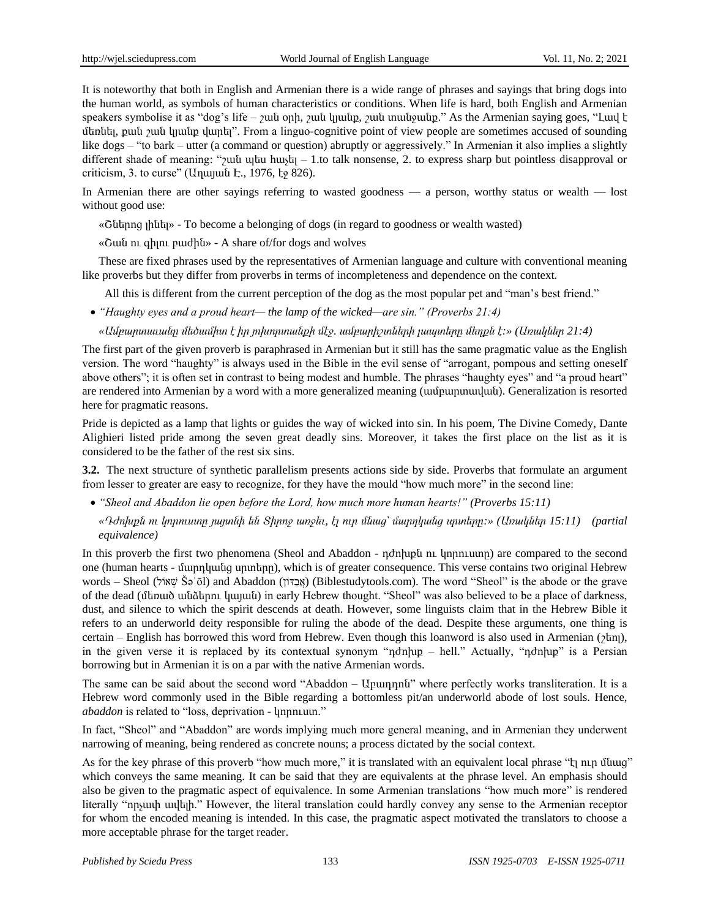It is noteworthy that both in English and Armenian there is a wide range of phrases and sayings that bring dogs into the human world, as symbols of human characteristics or conditions. When life is hard, both English and Armenian speakers symbolise it as "dog's life – շան օրի, շան կյանք, շան տանջանք." As the Armenian saying goes, "Լավ է մեռնել, քան շան կյանք վարել". From a linguo-cognitive point of view people are sometimes accused of sounding like dogs – "to bark – utter (a command or question) abruptly or aggressively." In Armenian it also implies a slightly different shade of meaning: "շան պես հաչել – 1.to talk nonsense, 2. to express sharp but pointless disapproval or criticism, 3. to curse" (Աղայան Է., 1976, էջ 826).

In Armenian there are other sayings referring to wasted goodness — a person, worthy status or wealth — lost without good use:

«Շներոց լինել» - To become a belonging of dogs (in regard to goodness or wealth wasted)

«Շան ու գիլու բաժին» - A share of/for dogs and wolves

These are fixed phrases used by the representatives of Armenian language and culture with conventional meaning like proverbs but they differ from proverbs in terms of incompleteness and dependence on the context.

All this is different from the current perception of the dog as the most popular pet and "man's best friend."

- *"Haughty eyes and a proud heart— the lamp of the wicked—are sin." (Proverbs 21:4)*

  *«Ամբարտաւանը մեծամիտ է իր յոխորտանքի մէջ. ամբարիշտների լապտերը մեղքն է:» (Առակներ 21:4)*

The first part of the given proverb is paraphrased in Armenian but it still has the same pragmatic value as the English version. The word "haughty" is always used in the Bible in the evil sense of "arrogant, pompous and setting oneself above others"; it is often set in contrast to being modest and humble. The phrases "haughty eyes" and "a proud heart" are rendered into Armenian by a word with a more generalized meaning (ամբարտավան). Generalization is resorted here for pragmatic reasons.

Pride is depicted as a lamp that lights or guides the way of wicked into sin. In his poem, The Divine Comedy, Dante Alighieri listed pride among the seven great deadly sins. Moreover, it takes the first place on the list as it is considered to be the father of the rest six sins.

**3.2.** The next structure of synthetic parallelism presents actions side by side. Proverbs that formulate an argument from lesser to greater are easy to recognize, for they have the mould "how much more" in the second line:

- *"Sheol and Abaddon lie open before the Lord, how much more human hearts!" (Proverbs 15:11)*

  *«Դժոխքն ու կորուստը յայտնի են Տիրոջ առջեւ, էլ ուր մնաց՝ մարդկանց սրտերը:» (Առակներ 15:11) (partial equivalence)*

In this proverb the first two phenomena (Sheol and Abaddon - դժոխքն ու կորուստը) are compared to the second one (human hearts - մարդկանց սրտերը), which is of greater consequence. This verse contains two original Hebrew words – Sheol (שְׁאוֹל Šə᾽ōl) and Abaddon (אֲבַדּוֹן) (Biblestudytools.com). The word "Sheol" is the abode or the grave of the dead (մեռած անձերու կայան) in early Hebrew thought. "Sheol" was also believed to be a place of darkness, dust, and silence to which the spirit descends at death. However, some linguists claim that in the Hebrew Bible it refers to an underworld deity responsible for ruling the abode of the dead. Despite these arguments, one thing is certain – English has borrowed this word from Hebrew. Even though this loanword is also used in Armenian (շեոլ), in the given verse it is replaced by its contextual synonym "դժոխք – hell." Actually, "դժոխք" is a Persian borrowing but in Armenian it is on a par with the native Armenian words.

The same can be said about the second word "Abaddon – Աբադդոն" where perfectly works transliteration. It is a Hebrew word commonly used in the Bible regarding a bottomless pit/an underworld abode of lost souls. Hence, *abaddon* is related to "loss, deprivation - կորուստ."

In fact, "Sheol" and "Abaddon" are words implying much more general meaning, and in Armenian they underwent narrowing of meaning, being rendered as concrete nouns; a process dictated by the social context.

As for the key phrase of this proverb "how much more," it is translated with an equivalent local phrase "էլ ուր մնաց" which conveys the same meaning. It can be said that they are equivalents at the phrase level. An emphasis should also be given to the pragmatic aspect of equivalence. In some Armenian translations "how much more" is rendered literally "որչափ ավելի." However, the literal translation could hardly convey any sense to the Armenian receptor for whom the encoded meaning is intended. In this case, the pragmatic aspect motivated the translators to choose a more acceptable phrase for the target reader.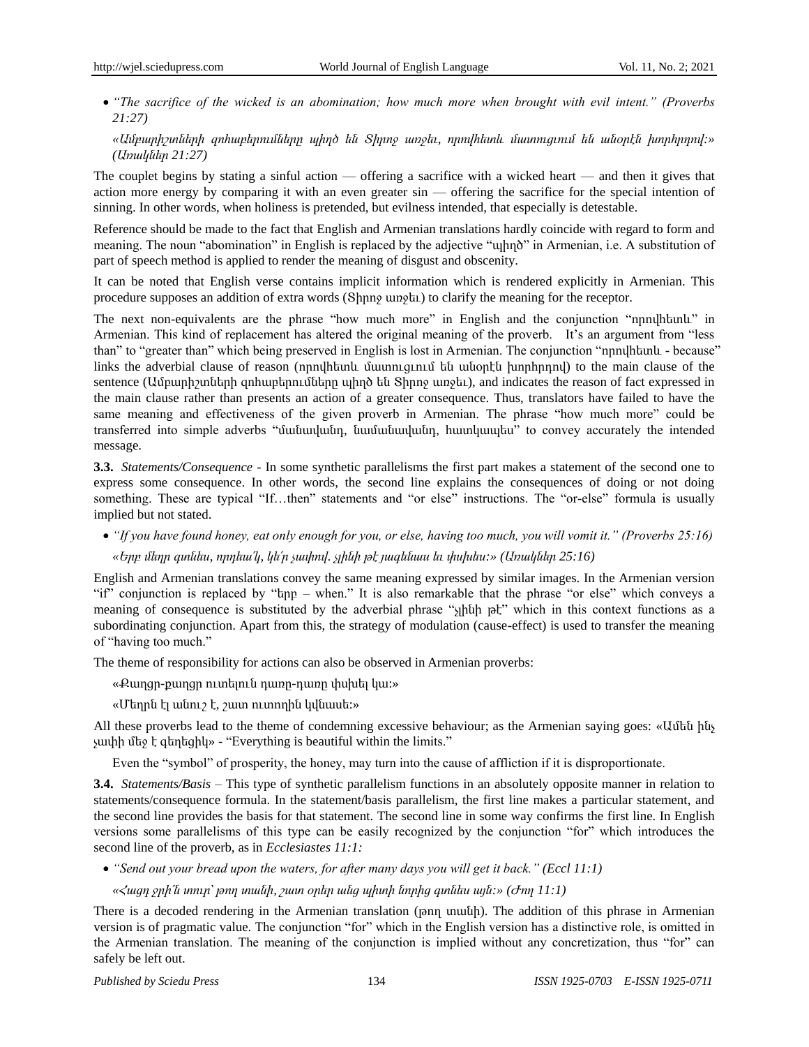- *"The sacrifice of the wicked is an abomination; how much more when brought with evil intent." (Proverbs 21:27)*

  *«Ամբարիշտների զոհաբերումները պիղծ են Տիրոջ առջեւ, որովհետեւ մատուցում են անօրէն խորհրդով:» (Առակներ 21:27)*

The couplet begins by stating a sinful action — offering a sacrifice with a wicked heart — and then it gives that action more energy by comparing it with an even greater sin — offering the sacrifice for the special intention of sinning. In other words, when holiness is pretended, but evilness intended, that especially is detestable.

Reference should be made to the fact that English and Armenian translations hardly coincide with regard to form and meaning. The noun "abomination" in English is replaced by the adjective "պիղծ" in Armenian, i.e. A substitution of part of speech method is applied to render the meaning of disgust and obscenity.

It can be noted that English verse contains implicit information which is rendered explicitly in Armenian. This procedure supposes an addition of extra words (Տիրոջ առջեւ) to clarify the meaning for the receptor.

The next non-equivalents are the phrase "how much more" in English and the conjunction "որովհետեւ" in Armenian. This kind of replacement has altered the original meaning of the proverb. It's an argument from "less than" to "greater than" which being preserved in English is lost in Armenian. The conjunction "որովհետեւ - because" links the adverbial clause of reason (որովհետեւ մատուցում են անօրէն խորհրդով) to the main clause of the sentence (Ամբարիշտների զոհաբերումները պիղծ են Տիրոջ առջեւ), and indicates the reason of fact expressed in the main clause rather than presents an action of a greater consequence. Thus, translators have failed to have the same meaning and effectiveness of the given proverb in Armenian. The phrase "how much more" could be transferred into simple adverbs "մանավանդ, նամանավանդ, հատկապես" to convey accurately the intended message.

**3.3.** *Statements/Consequence* - In some synthetic parallelisms the first part makes a statement of the second one to express some consequence. In other words, the second line explains the consequences of doing or not doing something. These are typical "If…then" statements and "or else" instructions. The "or-else" formula is usually implied but not stated.

- *"If you have found honey, eat only enough for you, or else, having too much, you will vomit it." (Proverbs 25:16)*

  *«Երբ մեղր գտնես, որքան՛ կ՚ր չափով. չինի թէ յագենաս եւ փսխես:» (Առակներ 25:16)*

English and Armenian translations convey the same meaning expressed by similar images. In the Armenian version "if" conjunction is replaced by "երբ – when." It is also remarkable that the phrase "or else" which conveys a meaning of consequence is substituted by the adverbial phrase "չինի թէ" which in this context functions as a subordinating conjunction. Apart from this, the strategy of modulation (cause-effect) is used to transfer the meaning of "having too much."

The theme of responsibility for actions can also be observed in Armenian proverbs:

«Քաղցր-քաղցր ուտելուն դառը-դառը փսխել կա:»

«Մեղրն էլ անուշ է, շատ ուտողին կվնասե:»

All these proverbs lead to the theme of condemning excessive behaviour; as the Armenian saying goes: «Ամեն ինչ չափի մեջ է գեղեցիկ» - "Everything is beautiful within the limits."

Even the "symbol" of prosperity, the honey, may turn into the cause of affliction if it is disproportionate.

**3.4.** *Statements/Basis* – This type of synthetic parallelism functions in an absolutely opposite manner in relation to statements/consequence formula. In the statement/basis parallelism, the first line makes a particular statement, and the second line provides the basis for that statement. The second line in some way confirms the first line. In English versions some parallelisms of this type can be easily recognized by the conjunction "for" which introduces the second line of the proverb, as in *Ecclesiastes 11:1:*

- *"Send out your bread upon the waters, for after many days you will get it back." (Eccl 11:1)*

  *«Հացդ ջրի՛ն տուր՝ թող տանի, շատ օրեր անց պիտի նորից գտնես այն:» (Ժող 11:1)*

There is a decoded rendering in the Armenian translation (թող տանի). The addition of this phrase in Armenian version is of pragmatic value. The conjunction "for" which in the English version has a distinctive role, is omitted in the Armenian translation. The meaning of the conjunction is implied without any concretization, thus "for" can safely be left out.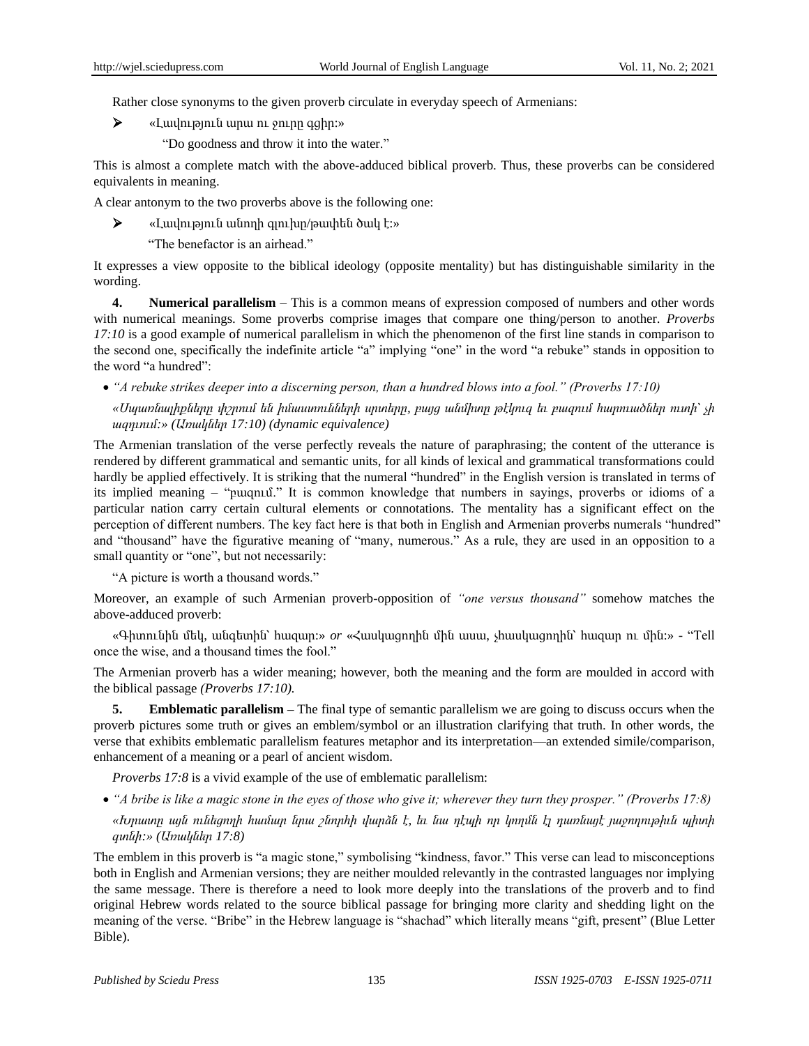Rather close synonyms to the given proverb circulate in everyday speech of Armenians:

- «Լավություն արա ու ջուրը գցիր:»

  "Do goodness and throw it into the water."

This is almost a complete match with the above-adduced biblical proverb. Thus, these proverbs can be considered equivalents in meaning.

A clear antonym to the two proverbs above is the following one:

- «Լավություն անողի գլուխը/թափեն ծակ է:»

  "The benefactor is an airhead."

It expresses a view opposite to the biblical ideology (opposite mentality) but has distinguishable similarity in the wording.

**4. Numerical parallelism** – This is a common means of expression composed of numbers and other words with numerical meanings. Some proverbs comprise images that compare one thing/person to another. *Proverbs 17:10* is a good example of numerical parallelism in which the phenomenon of the first line stands in comparison to the second one, specifically the indefinite article "a" implying "one" in the word "a rebuke" stands in opposition to the word "a hundred":

- *"A rebuke strikes deeper into a discerning person, than a hundred blows into a fool." (Proverbs 17:10)*

  *«Սպառնալիքները փշրում են իմաստունների սրտերը, բայց անմիտը թէկուզ եւ բազում հարուածներ ուտի՝ չի ազդւում:» (Առակներ 17:10) (dynamic equivalence)*

The Armenian translation of the verse perfectly reveals the nature of paraphrasing; the content of the utterance is rendered by different grammatical and semantic units, for all kinds of lexical and grammatical transformations could hardly be applied effectively. It is striking that the numeral "hundred" in the English version is translated in terms of its implied meaning – "բազում." It is common knowledge that numbers in sayings, proverbs or idioms of a particular nation carry certain cultural elements or connotations. The mentality has a significant effect on the perception of different numbers. The key fact here is that both in English and Armenian proverbs numerals "hundred" and "thousand" have the figurative meaning of "many, numerous." As a rule, they are used in an opposition to a small quantity or "one", but not necessarily:

"A picture is worth a thousand words."

Moreover, an example of such Armenian proverb-opposition of *"one versus thousand"* somehow matches the above-adduced proverb:

«Գիտունին մեկ, անգետին՝ հազար:» *or* «Հասկացողին մին ասա, չհասկացողին՝ հազար ու մին:» - "Tell once the wise, and a thousand times the fool."

The Armenian proverb has a wider meaning; however, both the meaning and the form are moulded in accord with the biblical passage *(Proverbs 17:10).*

**5. Emblematic parallelism –** The final type of semantic parallelism we are going to discuss occurs when the proverb pictures some truth or gives an emblem/symbol or an illustration clarifying that truth. In other words, the verse that exhibits emblematic parallelism features metaphor and its interpretation—an extended simile/comparison, enhancement of a meaning or a pearl of ancient wisdom.

*Proverbs 17:8* is a vivid example of the use of emblematic parallelism:

- *"A bribe is like a magic stone in the eyes of those who give it; wherever they turn they prosper." (Proverbs 17:8)*

  *«Խրատը այն ունեցողի համար նրա շնորհի վարձն է, եւ նա ո՛ւր որ կողմն էլ դառնայ՝ յաջողութիւն պիտի գտնի:» (Առակներ 17:8)*

The emblem in this proverb is "a magic stone," symbolising "kindness, favor." This verse can lead to misconceptions both in English and Armenian versions; they are neither moulded relevantly in the contrasted languages nor implying the same message. There is therefore a need to look more deeply into the translations of the proverb and to find original Hebrew words related to the source biblical passage for bringing more clarity and shedding light on the meaning of the verse. "Bribe" in the Hebrew language is "shachad" which literally means "gift, present" (Blue Letter Bible).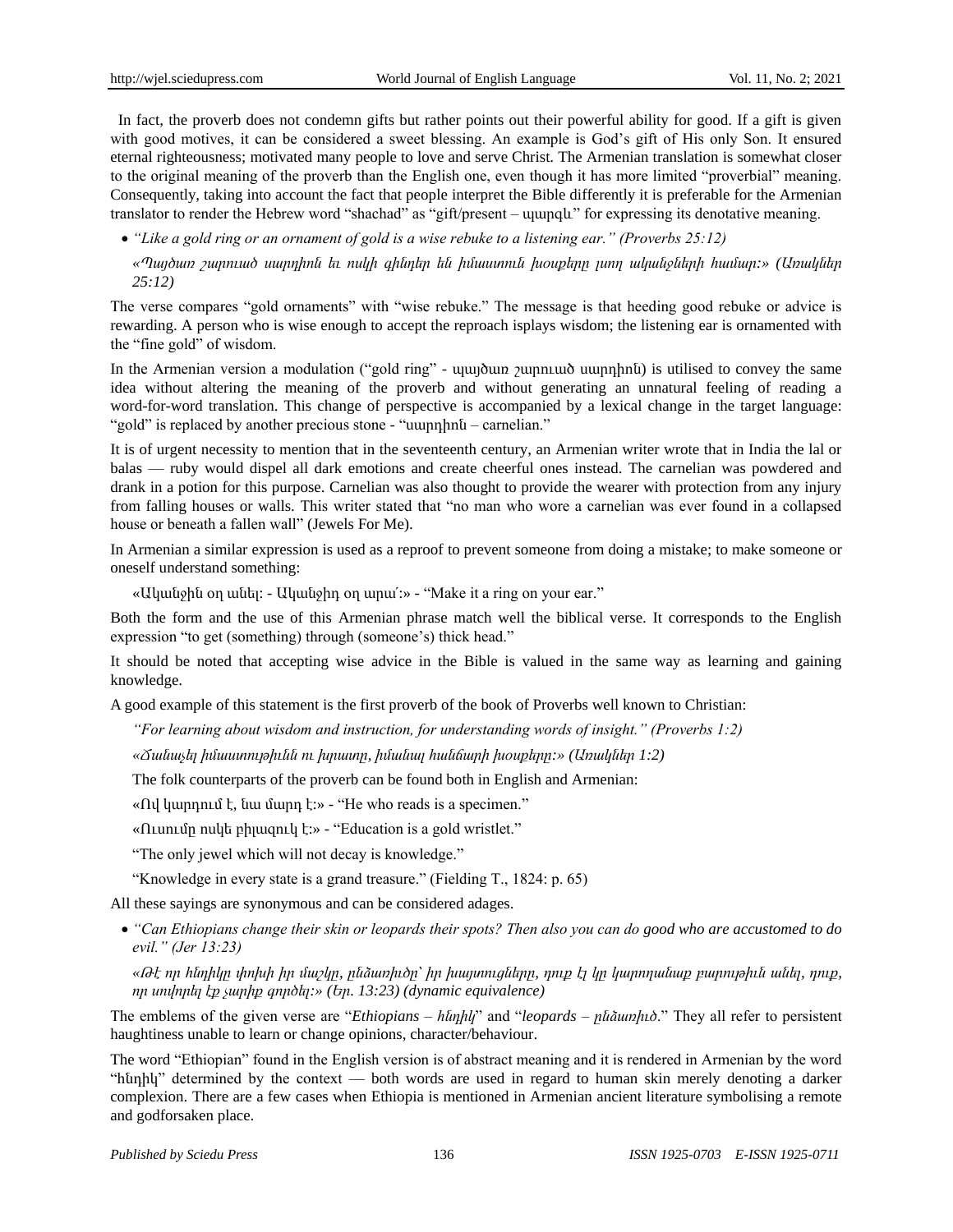In fact, the proverb does not condemn gifts but rather points out their powerful ability for good. If a gift is given with good motives, it can be considered a sweet blessing. An example is God's gift of His only Son. It ensured eternal righteousness; motivated many people to love and serve Christ. The Armenian translation is somewhat closer to the original meaning of the proverb than the English one, even though it has more limited "proverbial" meaning. Consequently, taking into account the fact that people interpret the Bible differently it is preferable for the Armenian translator to render the Hebrew word "shachad" as "gift/present – պարգև" for expressing its denotative meaning.

- *"Like a gold ring or an ornament of gold is a wise rebuke to a listening ear." (Proverbs 25:12)*

  *«Պայծառ շարուած սարդիոն եւ ոսկի զինդեր են իմաստուն խօսքերը լսող ականջների համար:» (Առակներ 25:12)*

The verse compares "gold ornaments" with "wise rebuke." The message is that heeding good rebuke or advice is rewarding. A person who is wise enough to accept the reproach isplays wisdom; the listening ear is ornamented with the "fine gold" of wisdom.

In the Armenian version a modulation ("gold ring" - պայծառ շարուած սարդիոն) is utilised to convey the same idea without altering the meaning of the proverb and without generating an unnatural feeling of reading a word-for-word translation. This change of perspective is accompanied by a lexical change in the target language: "gold" is replaced by another precious stone - "սարդիոն – carnelian."

It is of urgent necessity to mention that in the seventeenth century, an Armenian writer wrote that in India the lal or balas — ruby would dispel all dark emotions and create cheerful ones instead. The carnelian was powdered and drank in a potion for this purpose. Carnelian was also thought to provide the wearer with protection from any injury from falling houses or walls. This writer stated that "no man who wore a carnelian was ever found in a collapsed house or beneath a fallen wall" (Jewels For Me).

In Armenian a similar expression is used as a reproof to prevent someone from doing a mistake; to make someone or oneself understand something:

«Ականջին օղ անել: - Ականջիդ օղ արա՛:» - "Make it a ring on your ear."

Both the form and the use of this Armenian phrase match well the biblical verse. It corresponds to the English expression "to get (something) through (someone's) thick head."

It should be noted that accepting wise advice in the Bible is valued in the same way as learning and gaining knowledge.

A good example of this statement is the first proverb of the book of Proverbs well known to Christian:

*"For learning about wisdom and instruction, for understanding words of insight." (Proverbs 1:2)*

*«Ճանաչել իմաստութիւնն ու խրատը, իմանալ հանճարի խօսքերը:» (Առակներ 1:2)*

The folk counterparts of the proverb can be found both in English and Armenian:

«Ով կարդում է, նա մարդ է:» - "He who reads is a specimen."

«Ուսումը ոսկե բիլազուկ է:» - "Education is a gold wristlet."

"The only jewel which will not decay is knowledge."

"Knowledge in every state is a grand treasure." (Fielding T., 1824: p. 65)

All these sayings are synonymous and can be considered adages.

- *"Can Ethiopians change their skin or leopards their spots? Then also you can do good who are accustomed to do evil." (Jer 13:23)*

  *«Թէ որ հնդիկը փոխի իր մաշկը, ընձառիծը՝ իր խայտուցները, դուք էլ կը կարողանաք բարութիւն անել, դուք, որ սովորել էք չարիք գործել:» (Եր. 13:23) (dynamic equivalence)*

The emblems of the given verse are "*Ethiopians – հնդիկ*" and "*leopards – ընձառիծ*." They all refer to persistent haughtiness unable to learn or change opinions, character/behaviour.

The word "Ethiopian" found in the English version is of abstract meaning and it is rendered in Armenian by the word "հնդիկ" determined by the context — both words are used in regard to human skin merely denoting a darker complexion. There are a few cases when Ethiopia is mentioned in Armenian ancient literature symbolising a remote and godforsaken place.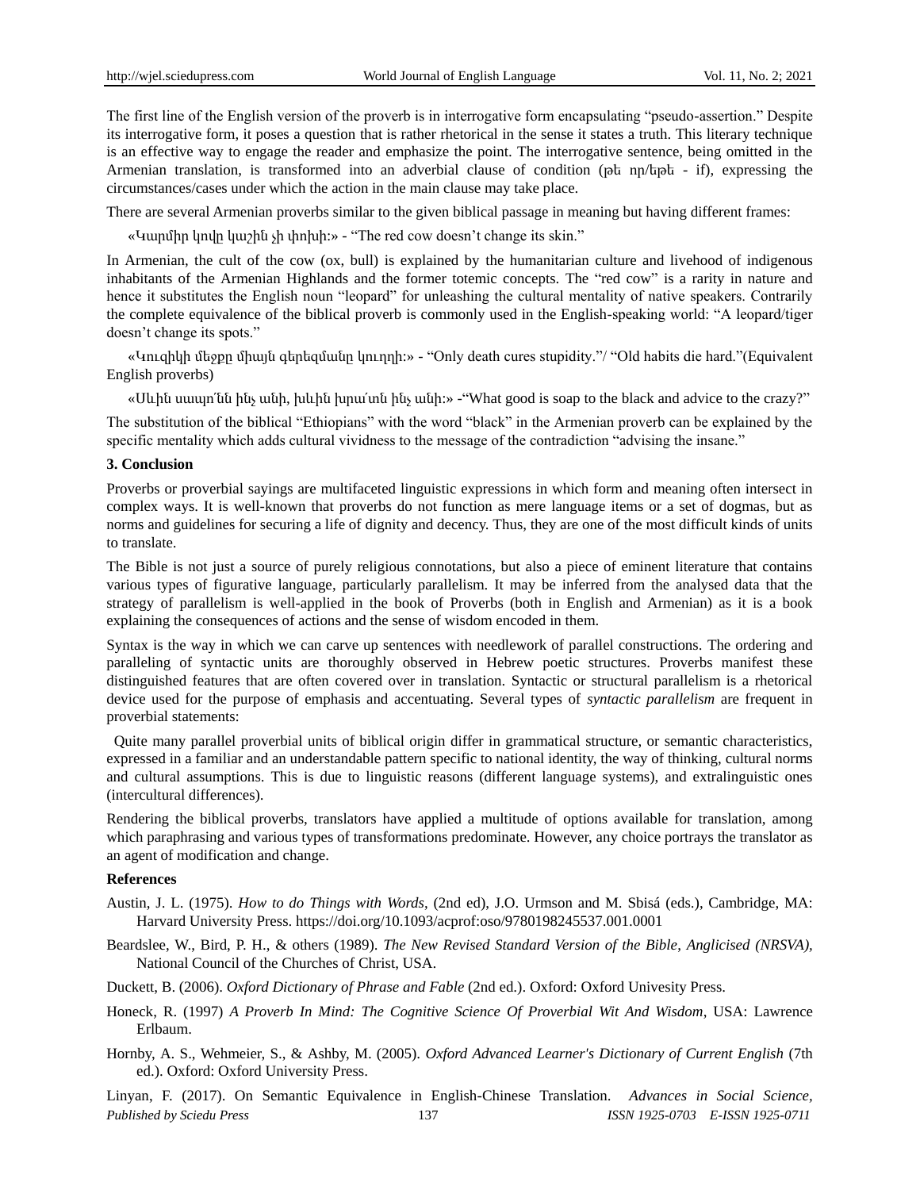The first line of the English version of the proverb is in interrogative form encapsulating "pseudo-assertion." Despite its interrogative form, it poses a question that is rather rhetorical in the sense it states a truth. This literary technique is an effective way to engage the reader and emphasize the point. The interrogative sentence, being omitted in the Armenian translation, is transformed into an adverbial clause of condition (թե որ/եթե - if), expressing the circumstances/cases under which the action in the main clause may take place.

There are several Armenian proverbs similar to the given biblical passage in meaning but having different frames:

«Կարմիր կովը կաշին չի փոխի:» - "The red cow doesn't change its skin."

In Armenian, the cult of the cow (ox, bull) is explained by the humanitarian culture and livehood of indigenous inhabitants of the Armenian Highlands and the former totemic concepts. The "red cow" is a rarity in nature and hence it substitutes the English noun "leopard" for unleashing the cultural mentality of native speakers. Contrarily the complete equivalence of the biblical proverb is commonly used in the English-speaking world: "A leopard/tiger doesn't change its spots."

«Կուզիկի մեջքը միայն գերեզմանը կուղղի:» - "Only death cures stupidity."/ "Old habits die hard."(Equivalent English proverbs)

«Սևին սապո՛նն ինչ անի, խևին խրա՛տն ինչ անի:» -"What good is soap to the black and advice to the crazy?"

The substitution of the biblical "Ethiopians" with the word "black" in the Armenian proverb can be explained by the specific mentality which adds cultural vividness to the message of the contradiction "advising the insane."

### 3. Conclusion

Proverbs or proverbial sayings are multifaceted linguistic expressions in which form and meaning often intersect in complex ways. It is well-known that proverbs do not function as mere language items or a set of dogmas, but as norms and guidelines for securing a life of dignity and decency. Thus, they are one of the most difficult kinds of units to translate.

The Bible is not just a source of purely religious connotations, but also a piece of eminent literature that contains various types of figurative language, particularly parallelism. It may be inferred from the analysed data that the strategy of parallelism is well-applied in the book of Proverbs (both in English and Armenian) as it is a book explaining the consequences of actions and the sense of wisdom encoded in them.

Syntax is the way in which we can carve up sentences with needlework of parallel constructions. The ordering and paralleling of syntactic units are thoroughly observed in Hebrew poetic structures. Proverbs manifest these distinguished features that are often covered over in translation. Syntactic or structural parallelism is a rhetorical device used for the purpose of emphasis and accentuating. Several types of *syntactic parallelism* are frequent in proverbial statements:

Quite many parallel proverbial units of biblical origin differ in grammatical structure, or semantic characteristics, expressed in a familiar and an understandable pattern specific to national identity, the way of thinking, cultural norms and cultural assumptions. This is due to linguistic reasons (different language systems), and extralinguistic ones (intercultural differences).

Rendering the biblical proverbs, translators have applied a multitude of options available for translation, among which paraphrasing and various types of transformations predominate. However, any choice portrays the translator as an agent of modification and change.

### References

Austin, J. L. (1975). *How to do Things with Words*, (2nd ed), J.O. Urmson and M. Sbisá (eds.), Cambridge, MA: Harvard University Press. https://doi.org/10.1093/acprof:oso/9780198245537.001.0001

Beardslee, W., Bird, P. H., & others (1989). *The New Revised Standard Version of the Bible, Anglicised (NRSVA),* National Council of the Churches of Christ, USA.

Duckett, B. (2006). *Oxford Dictionary of Phrase and Fable* (2nd ed.). Oxford: Oxford Univesity Press.

Honeck, R. (1997) *A Proverb In Mind: The Cognitive Science Of Proverbial Wit And Wisdom*, USA: Lawrence Erlbaum.

Hornby, A. S., Wehmeier, S., & Ashby, M. (2005). *Oxford Advanced Learner's Dictionary of Current English* (7th ed.). Oxford: Oxford University Press.

Linyan, F. (2017). On Semantic Equivalence in English-Chinese Translation. *Advances in Social Science,*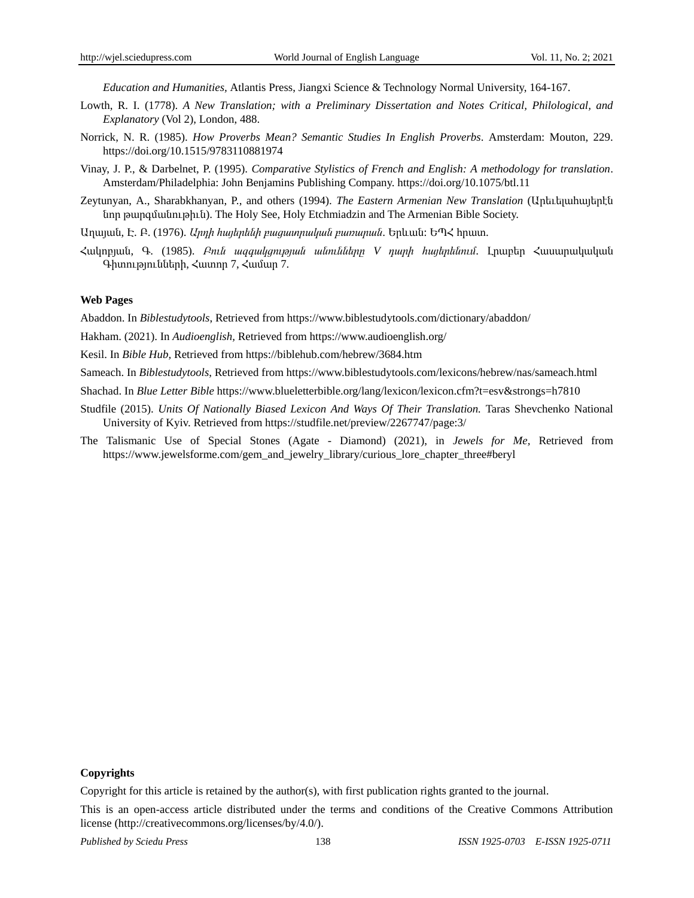*Education and Humanities*, Atlantis Press, Jiangxi Science & Technology Normal University, 164-167.

Lowth, R. I. (1778). *A New Translation; with a Preliminary Dissertation and Notes Critical, Philological, and Explanatory* (Vol 2), London, 488.

Norrick, N. R. (1985). *How Proverbs Mean? Semantic Studies In English Proverbs*. Amsterdam: Mouton, 229. https://doi.org/10.1515/9783110881974

Vinay, J. P., & Darbelnet, P. (1995). *Comparative Stylistics of French and English: A methodology for translation*. Amsterdam/Philadelphia: John Benjamins Publishing Company. https://doi.org/10.1075/btl.11

Zeytunyan, A., Sharabkhanyan, P., and others (1994). *The Eastern Armenian New Translation* (Արեւելահայերէն նոր թարգմանութիւն). The Holy See, Holy Etchmiadzin and The Armenian Bible Society.

Աղայան, Է. Բ. (1976). *Արդի հայերենի բացատրական բառարան*. Երևան: ԵՊՀ հրատ.

Հակոբյան, Գ. (1985). *Բուն ազգակցության անունները V դարի հայերենում*. Լրաբեր Հասարակական Գիտությունների, Հատոր 7, Համար 7.

## Web Pages

Abaddon. In *Biblestudytools*, Retrieved from https://www.biblestudytools.com/dictionary/abaddon/

Hakham. (2021). In *Audioenglish,* Retrieved from https://www.audioenglish.org/

Kesil. In *Bible Hub,* Retrieved from https://biblehub.com/hebrew/3684.htm

Sameach. In *Biblestudytools*, Retrieved from https://www.biblestudytools.com/lexicons/hebrew/nas/sameach.html

Shachad. In *Blue Letter Bible* https://www.blueletterbible.org/lang/lexicon/lexicon.cfm?t=esv&strongs=h7810

Studfile (2015). *Units Of Nationally Biased Lexicon And Ways Of Their Translation.* Taras Shevchenko National University of Kyiv. Retrieved from https://studfile.net/preview/2267747/page:3/

The Talismanic Use of Special Stones (Agate - Diamond) (2021), in *Jewels for Me,* Retrieved from https://www.jewelsforme.com/gem_and_jewelry_library/curious_lore_chapter_three#beryl

## Copyrights

Copyright for this article is retained by the author(s), with first publication rights granted to the journal.

This is an open-access article distributed under the terms and conditions of the Creative Commons Attribution license (http://creativecommons.org/licenses/by/4.0/).